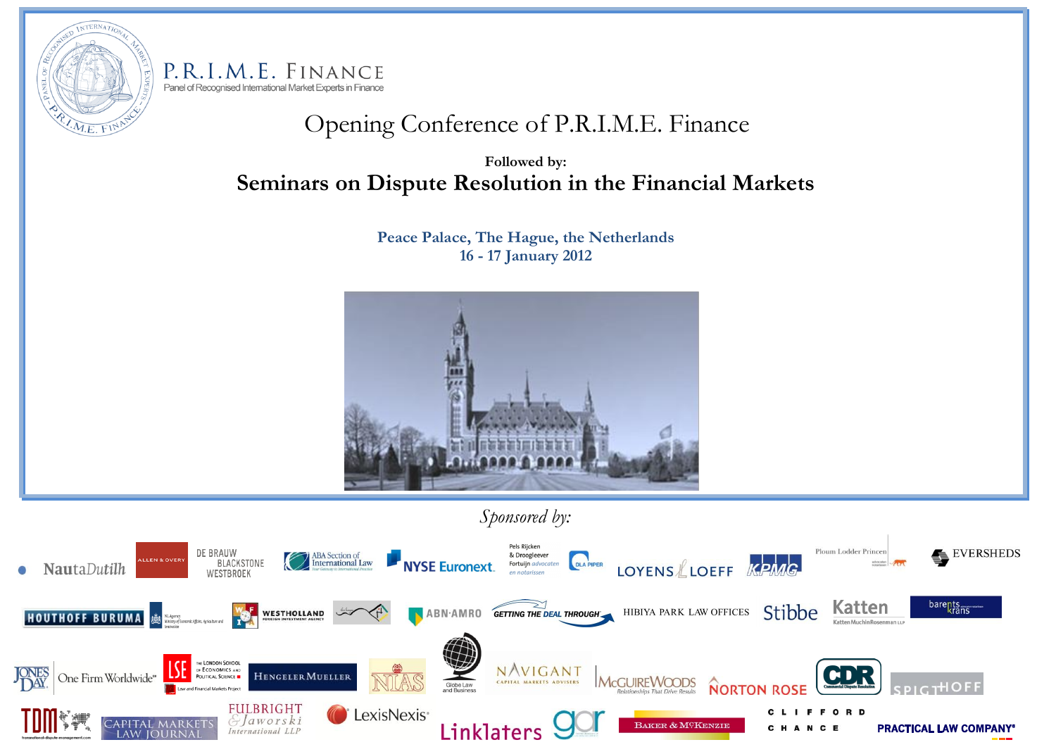P.R.I.M.E. FINANCE

Panel of Recognised International Market Experts in Finance

# Opening Conference of P.R.I.M.E. Finance

**Followed by:**

## Seminars on Dispute Resolution in the Financial Markets

**Peace Palace, The Hague, the Netherlands**

**16 - 17 January 2012**

*Sponsored by:*

NautaDutilh, Allen & Overy, De Brauw Blackstone Westbroek, ABA Section of International Law, NYSE Euronext, Pels Rijcken & Droogleever Fortuijn advocaten en notarissen, DLA Piper, Loyens & Loeff, KPMG, Ploum Lodder Princen, Eversheds, Houthoff Buruma, NL Agency Ministry of Economic Affairs, Agriculture and Innovation, Westholland Foreign Investment Agency, ABN·AMRO, Getting The Deal Through, Hibiya Park Law Offices, Stibbe, Katten Muchin Rosenman LLP, Barents Krans, Jones Day One Firm Worldwide, LSE The London School of Economics and Political Science Law and Financial Markets Project, Hengeler Mueller, NIAS, Globe Law and Business, Navigant Capital Markets Advisers, McGuireWoods, Norton Rose, CDR Commercial Dispute Resolution, Spigthoff, TDM, Capital Markets Law Journal, Fulbright & Jaworski International LLP, LexisNexis, Linklaters, GAR, Baker & McKenzie, Clifford Chance, Practical Law Company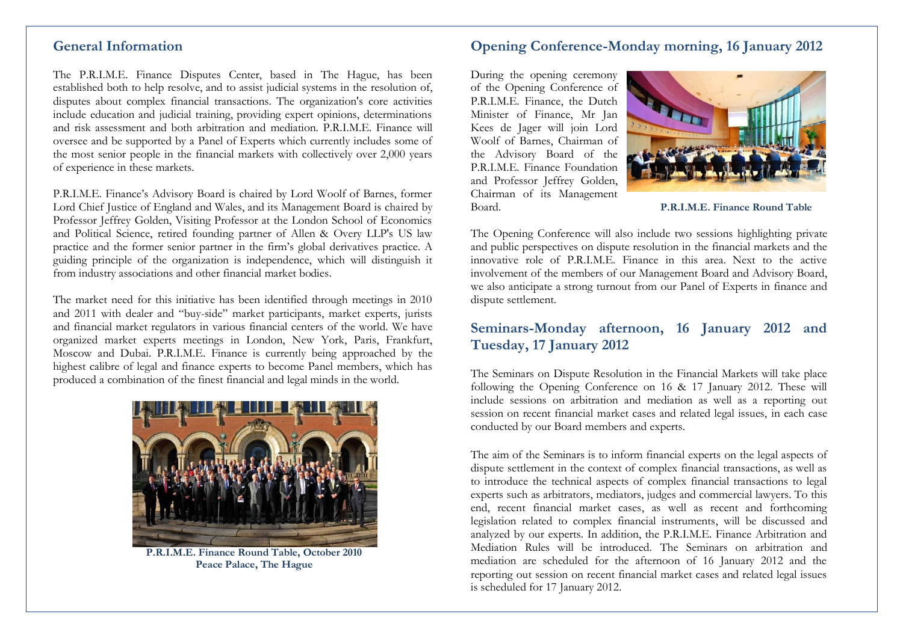## General Information

The P.R.I.M.E. Finance Disputes Center, based in The Hague, has been established both to help resolve, and to assist judicial systems in the resolution of, disputes about complex financial transactions. The organization's core activities include education and judicial training, providing expert opinions, determinations and risk assessment and both arbitration and mediation. P.R.I.M.E. Finance will oversee and be supported by a Panel of Experts which currently includes some of the most senior people in the financial markets with collectively over 2,000 years of experience in these markets.

P.R.I.M.E. Finance's Advisory Board is chaired by Lord Woolf of Barnes, former Lord Chief Justice of England and Wales, and its Management Board is chaired by Professor Jeffrey Golden, Visiting Professor at the London School of Economics and Political Science, retired founding partner of Allen & Overy LLP's US law practice and the former senior partner in the firm's global derivatives practice. A guiding principle of the organization is independence, which will distinguish it from industry associations and other financial market bodies.

The market need for this initiative has been identified through meetings in 2010 and 2011 with dealer and "buy-side" market participants, market experts, jurists and financial market regulators in various financial centers of the world. We have organized market experts meetings in London, New York, Paris, Frankfurt, Moscow and Dubai. P.R.I.M.E. Finance is currently being approached by the highest calibre of legal and finance experts to become Panel members, which has produced a combination of the finest financial and legal minds in the world.

**P.R.I.M.E. Finance Round Table, October 2010 Peace Palace, The Hague**

## Opening Conference-Monday morning, 16 January 2012

During the opening ceremony of the Opening Conference of P.R.I.M.E. Finance, the Dutch Minister of Finance, Mr Jan Kees de Jager will join Lord Woolf of Barnes, Chairman of the Advisory Board of the P.R.I.M.E. Finance Foundation and Professor Jeffrey Golden, Chairman of its Management Board.

**P.R.I.M.E. Finance Round Table**

The Opening Conference will also include two sessions highlighting private and public perspectives on dispute resolution in the financial markets and the innovative role of P.R.I.M.E. Finance in this area. Next to the active involvement of the members of our Management Board and Advisory Board, we also anticipate a strong turnout from our Panel of Experts in finance and dispute settlement.

## Seminars-Monday afternoon, 16 January 2012 and Tuesday, 17 January 2012

The Seminars on Dispute Resolution in the Financial Markets will take place following the Opening Conference on 16 & 17 January 2012. These will include sessions on arbitration and mediation as well as a reporting out session on recent financial market cases and related legal issues, in each case conducted by our Board members and experts.

The aim of the Seminars is to inform financial experts on the legal aspects of dispute settlement in the context of complex financial transactions, as well as to introduce the technical aspects of complex financial transactions to legal experts such as arbitrators, mediators, judges and commercial lawyers. To this end, recent financial market cases, as well as recent and forthcoming legislation related to complex financial instruments, will be discussed and analyzed by our experts. In addition, the P.R.I.M.E. Finance Arbitration and Mediation Rules will be introduced. The Seminars on arbitration and mediation are scheduled for the afternoon of 16 January 2012 and the reporting out session on recent financial market cases and related legal issues is scheduled for 17 January 2012.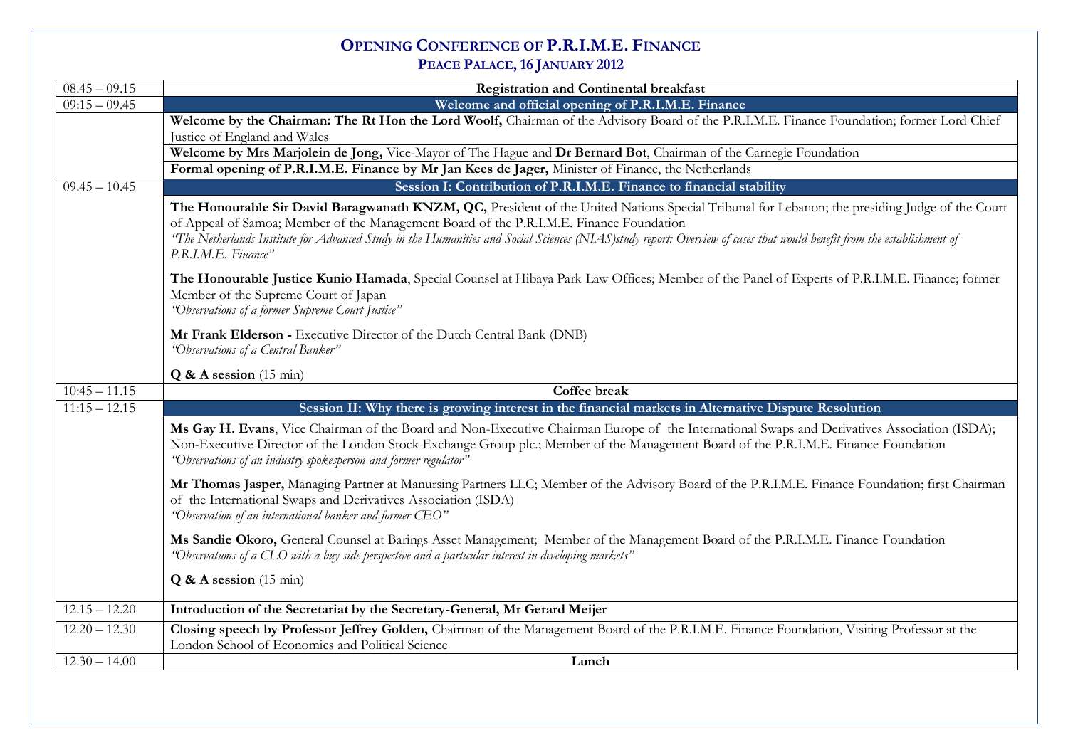# Opening Conference of P.R.I.M.E. Finance

## Peace Palace, 16 January 2012

| Time | Programme |
|---|---|
| 08.45 – 09.15 | **Registration and Continental breakfast** |
| 09:15 – 09.45 | **Welcome and official opening of P.R.I.M.E. Finance** |
| | **Welcome by the Chairman: The Rt Hon the Lord Woolf,** Chairman of the Advisory Board of the P.R.I.M.E. Finance Foundation; former Lord Chief Justice of England and Wales |
| | **Welcome by Mrs Marjolein de Jong,** Vice-Mayor of The Hague and **Dr Bernard Bot**, Chairman of the Carnegie Foundation |
| | **Formal opening of P.R.I.M.E. Finance by Mr Jan Kees de Jager,** Minister of Finance, the Netherlands |
| 09.45 – 10.45 | **Session I: Contribution of P.R.I.M.E. Finance to financial stability** |
| | **The Honourable Sir David Baragwanath KNZM, QC,** President of the United Nations Special Tribunal for Lebanon; the presiding Judge of the Court of Appeal of Samoa; Member of the Management Board of the P.R.I.M.E. Finance Foundation<br>*"The Netherlands Institute for Advanced Study in the Humanities and Social Sciences (NIAS)study report: Overview of cases that would benefit from the establishment of P.R.I.M.E. Finance"*<br><br>**The Honourable Justice Kunio Hamada**, Special Counsel at Hibaya Park Law Offices; Member of the Panel of Experts of P.R.I.M.E. Finance; former Member of the Supreme Court of Japan<br>*"Observations of a former Supreme Court Justice"*<br><br>**Mr Frank Elderson -** Executive Director of the Dutch Central Bank (DNB)<br>*"Observations of a Central Banker"*<br><br>**Q & A session** (15 min) |
| 10:45 – 11.15 | **Coffee break** |
| 11:15 – 12.15 | **Session II: Why there is growing interest in the financial markets in Alternative Dispute Resolution** |
| | **Ms Gay H. Evans**, Vice Chairman of the Board and Non-Executive Chairman Europe of the International Swaps and Derivatives Association (ISDA); Non-Executive Director of the London Stock Exchange Group plc.; Member of the Management Board of the P.R.I.M.E. Finance Foundation<br>*"Observations of an industry spokesperson and former regulator"*<br><br>**Mr Thomas Jasper,** Managing Partner at Manursing Partners LLC; Member of the Advisory Board of the P.R.I.M.E. Finance Foundation; first Chairman of the International Swaps and Derivatives Association (ISDA)<br>*"Observation of an international banker and former CEO"*<br><br>**Ms Sandie Okoro,** General Counsel at Barings Asset Management; Member of the Management Board of the P.R.I.M.E. Finance Foundation<br>*"Observations of a CLO with a buy side perspective and a particular interest in developing markets"*<br><br>**Q & A session** (15 min) |
| 12.15 – 12.20 | **Introduction of the Secretariat by the Secretary-General, Mr Gerard Meijer** |
| 12.20 – 12.30 | **Closing speech by Professor Jeffrey Golden,** Chairman of the Management Board of the P.R.I.M.E. Finance Foundation, Visiting Professor at the London School of Economics and Political Science |
| 12.30 – 14.00 | **Lunch** |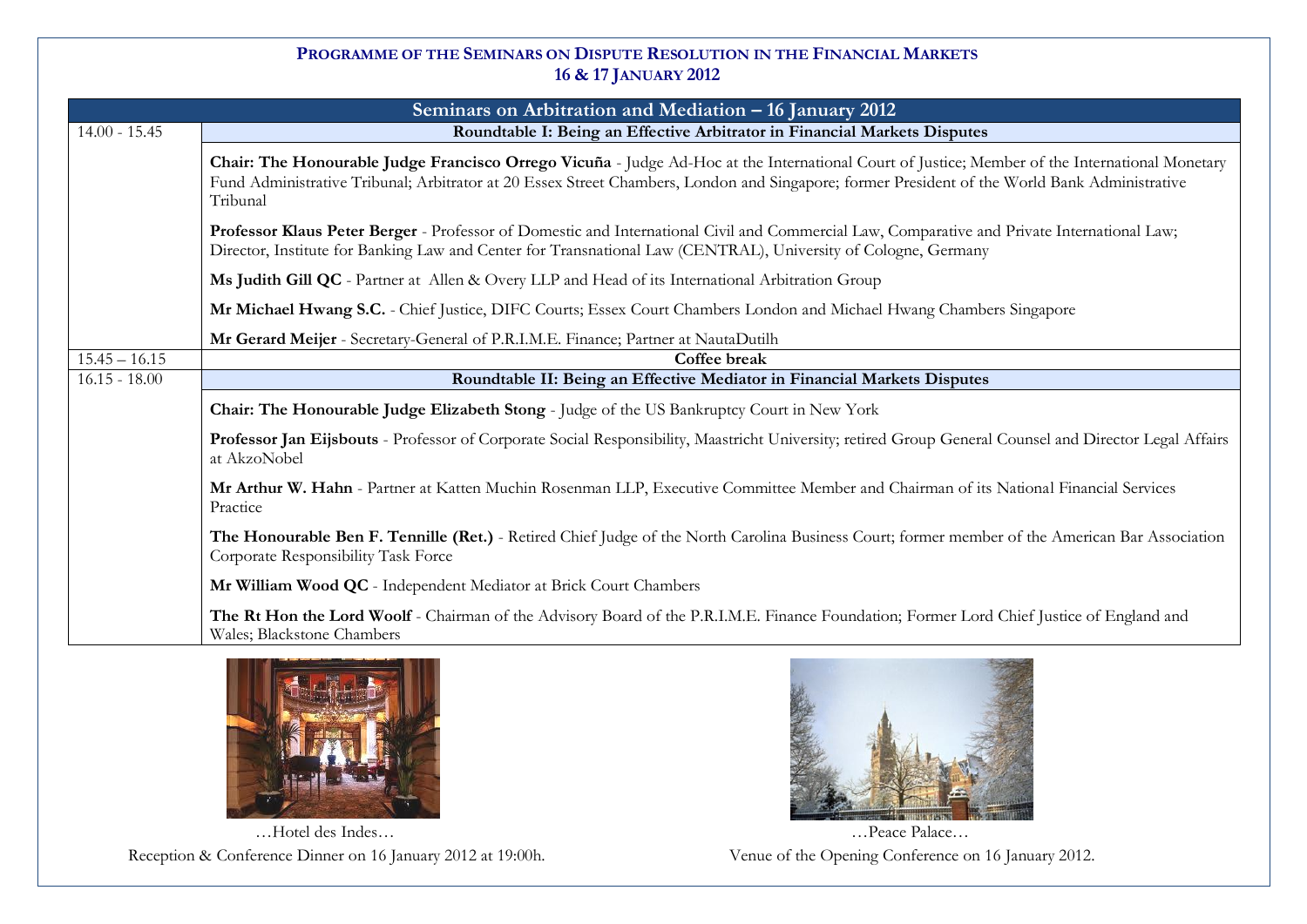## PROGRAMME OF THE SEMINARS ON DISPUTE RESOLUTION IN THE FINANCIAL MARKETS
## 16 & 17 JANUARY 2012

| Seminars on Arbitration and Mediation – 16 January 2012 | |
|---|---|
| 14.00 - 15.45 | **Roundtable I: Being an Effective Arbitrator in Financial Markets Disputes** |
| | **Chair: The Honourable Judge Francisco Orrego Vicuña** - Judge Ad-Hoc at the International Court of Justice; Member of the International Monetary Fund Administrative Tribunal; Arbitrator at 20 Essex Street Chambers, London and Singapore; former President of the World Bank Administrative Tribunal |
| | **Professor Klaus Peter Berger** - Professor of Domestic and International Civil and Commercial Law, Comparative and Private International Law; Director, Institute for Banking Law and Center for Transnational Law (CENTRAL), University of Cologne, Germany |
| | **Ms Judith Gill QC** - Partner at Allen & Overy LLP and Head of its International Arbitration Group |
| | **Mr Michael Hwang S.C.** - Chief Justice, DIFC Courts; Essex Court Chambers London and Michael Hwang Chambers Singapore |
| | **Mr Gerard Meijer** - Secretary-General of P.R.I.M.E. Finance; Partner at NautaDutilh |
| 15.45 – 16.15 | **Coffee break** |
| 16.15 - 18.00 | **Roundtable II: Being an Effective Mediator in Financial Markets Disputes** |
| | **Chair: The Honourable Judge Elizabeth Stong** - Judge of the US Bankruptcy Court in New York |
| | **Professor Jan Eijsbouts** - Professor of Corporate Social Responsibility, Maastricht University; retired Group General Counsel and Director Legal Affairs at AkzoNobel |
| | **Mr Arthur W. Hahn** - Partner at Katten Muchin Rosenman LLP, Executive Committee Member and Chairman of its National Financial Services Practice |
| | **The Honourable Ben F. Tennille (Ret.)** - Retired Chief Judge of the North Carolina Business Court; former member of the American Bar Association Corporate Responsibility Task Force |
| | **Mr William Wood QC** - Independent Mediator at Brick Court Chambers |
| | **The Rt Hon the Lord Woolf** - Chairman of the Advisory Board of the P.R.I.M.E. Finance Foundation; Former Lord Chief Justice of England and Wales; Blackstone Chambers |

…Hotel des Indes…

Reception & Conference Dinner on 16 January 2012 at 19:00h.

…Peace Palace…

Venue of the Opening Conference on 16 January 2012.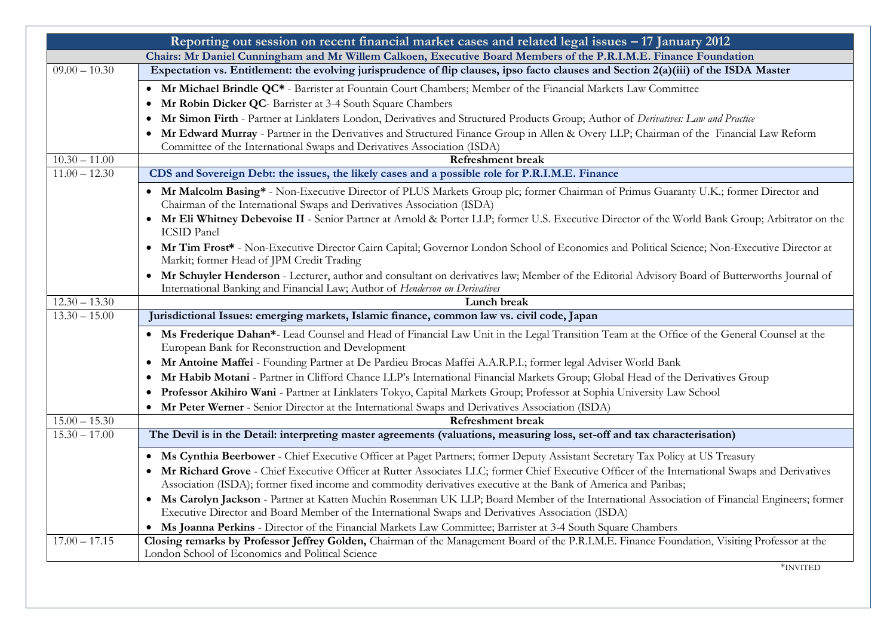| Reporting out session on recent financial market cases and related legal issues – 17 January 2012 | |
|---|---|
| **Chairs: Mr Daniel Cunningham and Mr Willem Calkoen, Executive Board Members of the P.R.I.M.E. Finance Foundation** | |
| 09.00 – 10.30 | **Expectation vs. Entitlement: the evolving jurisprudence of flip clauses, ipso facto clauses and Section 2(a)(iii) of the ISDA Master** |
| | • **Mr Michael Brindle QC*** - Barrister at Fountain Court Chambers; Member of the Financial Markets Law Committee<br>• **Mr Robin Dicker QC**- Barrister at 3-4 South Square Chambers<br>• **Mr Simon Firth** - Partner at Linklaters London, Derivatives and Structured Products Group; Author of *Derivatives: Law and Practice*<br>• **Mr Edward Murray** - Partner in the Derivatives and Structured Finance Group in Allen & Overy LLP; Chairman of the Financial Law Reform Committee of the International Swaps and Derivatives Association (ISDA) |
| 10.30 – 11.00 | **Refreshment break** |
| 11.00 – 12.30 | **CDS and Sovereign Debt: the issues, the likely cases and a possible role for P.R.I.M.E. Finance** |
| | • **Mr Malcolm Basing*** - Non-Executive Director of PLUS Markets Group plc; former Chairman of Primus Guaranty U.K.; former Director and Chairman of the International Swaps and Derivatives Association (ISDA)<br>• **Mr Eli Whitney Debevoise II** - Senior Partner at Arnold & Porter LLP; former U.S. Executive Director of the World Bank Group; Arbitrator on the ICSID Panel<br>• **Mr Tim Frost*** - Non-Executive Director Cairn Capital; Governor London School of Economics and Political Science; Non-Executive Director at Markit; former Head of JPM Credit Trading<br>• **Mr Schuyler Henderson** - Lecturer, author and consultant on derivatives law; Member of the Editorial Advisory Board of Butterworths Journal of International Banking and Financial Law; Author of *Henderson on Derivatives* |
| 12.30 – 13.30 | **Lunch break** |
| 13.30 – 15.00 | **Jurisdictional Issues: emerging markets, Islamic finance, common law vs. civil code, Japan** |
| | • **Ms Frederique Dahan***- Lead Counsel and Head of Financial Law Unit in the Legal Transition Team at the Office of the General Counsel at the European Bank for Reconstruction and Development<br>• **Mr Antoine Maffei** - Founding Partner at De Pardieu Brocas Maffei A.A.R.P.I.; former legal Adviser World Bank<br>• **Mr Habib Motani** - Partner in Clifford Chance LLP's International Financial Markets Group; Global Head of the Derivatives Group<br>• **Professor Akihiro Wani** - Partner at Linklaters Tokyo, Capital Markets Group; Professor at Sophia University Law School<br>• **Mr Peter Werner** - Senior Director at the International Swaps and Derivatives Association (ISDA) |
| 15.00 – 15.30 | **Refreshment break** |
| 15.30 – 17.00 | **The Devil is in the Detail: interpreting master agreements (valuations, measuring loss, set-off and tax characterisation)** |
| | • **Ms Cynthia Beerbower** - Chief Executive Officer at Paget Partners; former Deputy Assistant Secretary Tax Policy at US Treasury<br>• **Mr Richard Grove** - Chief Executive Officer at Rutter Associates LLC; former Chief Executive Officer of the International Swaps and Derivatives Association (ISDA); former fixed income and commodity derivatives executive at the Bank of America and Paribas;<br>• **Ms Carolyn Jackson** - Partner at Katten Muchin Rosenman UK LLP; Board Member of the International Association of Financial Engineers; former Executive Director and Board Member of the International Swaps and Derivatives Association (ISDA)<br>• **Ms Joanna Perkins** - Director of the Financial Markets Law Committee; Barrister at 3-4 South Square Chambers |
| 17.00 – 17.15 | **Closing remarks by Professor Jeffrey Golden,** Chairman of the Management Board of the P.R.I.M.E. Finance Foundation, Visiting Professor at the London School of Economics and Political Science |

*INVITED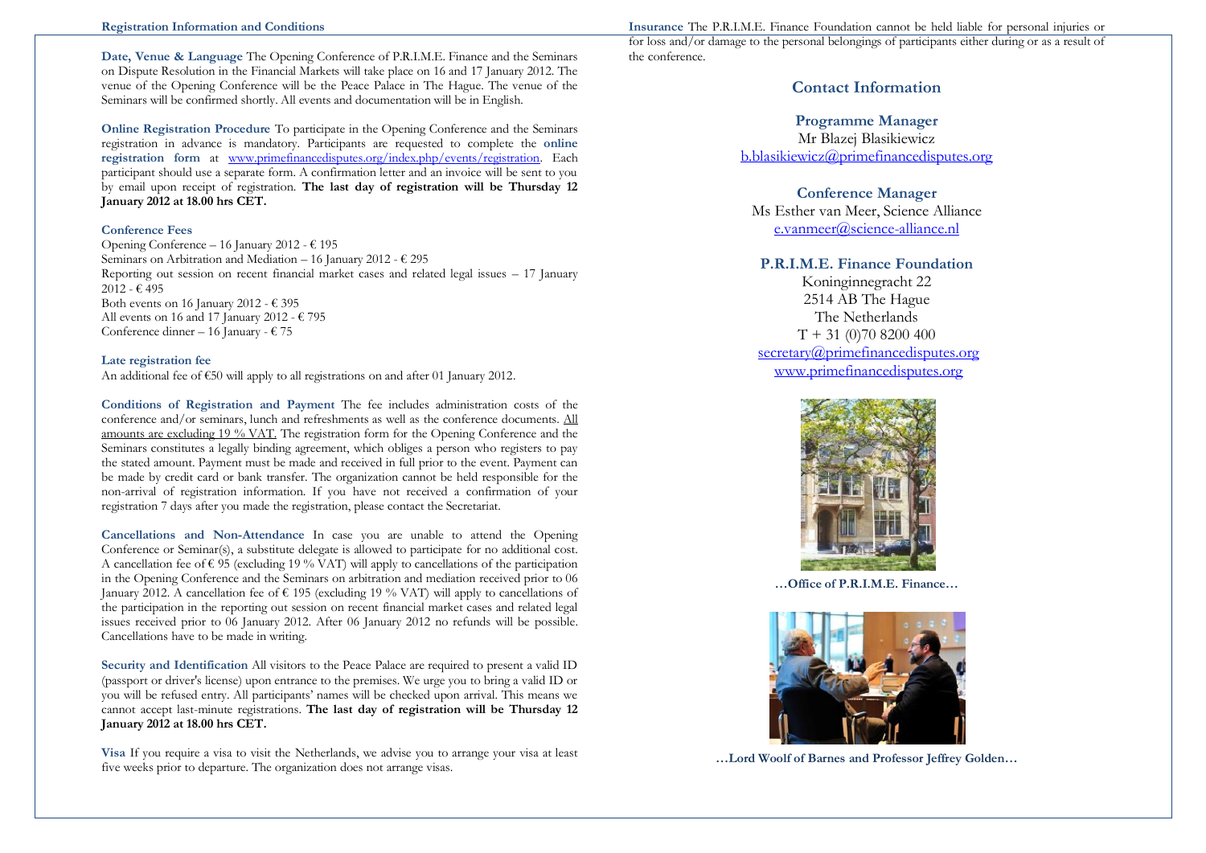## Registration Information and Conditions

**Date, Venue & Language** The Opening Conference of P.R.I.M.E. Finance and the Seminars on Dispute Resolution in the Financial Markets will take place on 16 and 17 January 2012. The venue of the Opening Conference will be the Peace Palace in The Hague. The venue of the Seminars will be confirmed shortly. All events and documentation will be in English.

**Online Registration Procedure** To participate in the Opening Conference and the Seminars registration in advance is mandatory. Participants are requested to complete the **online registration form** at www.primefinancedisputes.org/index.php/events/registration. Each participant should use a separate form. A confirmation letter and an invoice will be sent to you by email upon receipt of registration. **The last day of registration will be Thursday 12 January 2012 at 18.00 hrs CET.**

**Conference Fees**

Opening Conference – 16 January 2012 - € 195
Seminars on Arbitration and Mediation – 16 January 2012 - € 295
Reporting out session on recent financial market cases and related legal issues – 17 January 2012 - € 495
Both events on 16 January 2012 - € 395
All events on 16 and 17 January 2012 - € 795
Conference dinner – 16 January - € 75

**Late registration fee**

An additional fee of €50 will apply to all registrations on and after 01 January 2012.

**Conditions of Registration and Payment** The fee includes administration costs of the conference and/or seminars, lunch and refreshments as well as the conference documents. All amounts are excluding 19 % VAT. The registration form for the Opening Conference and the Seminars constitutes a legally binding agreement, which obliges a person who registers to pay the stated amount. Payment must be made and received in full prior to the event. Payment can be made by credit card or bank transfer. The organization cannot be held responsible for the non-arrival of registration information. If you have not received a confirmation of your registration 7 days after you made the registration, please contact the Secretariat.

**Cancellations and Non-Attendance** In case you are unable to attend the Opening Conference or Seminar(s), a substitute delegate is allowed to participate for no additional cost. A cancellation fee of € 95 (excluding 19 % VAT) will apply to cancellations of the participation in the Opening Conference and the Seminars on arbitration and mediation received prior to 06 January 2012. A cancellation fee of € 195 (excluding 19 % VAT) will apply to cancellations of the participation in the reporting out session on recent financial market cases and related legal issues received prior to 06 January 2012. After 06 January 2012 no refunds will be possible. Cancellations have to be made in writing.

**Security and Identification** All visitors to the Peace Palace are required to present a valid ID (passport or driver's license) upon entrance to the premises. We urge you to bring a valid ID or you will be refused entry. All participants' names will be checked upon arrival. This means we cannot accept last-minute registrations. **The last day of registration will be Thursday 12 January 2012 at 18.00 hrs CET.**

**Visa** If you require a visa to visit the Netherlands, we advise you to arrange your visa at least five weeks prior to departure. The organization does not arrange visas.

**Insurance** The P.R.I.M.E. Finance Foundation cannot be held liable for personal injuries or for loss and/or damage to the personal belongings of participants either during or as a result of the conference.

## Contact Information

**Programme Manager**
Mr Blazej Blasikiewicz
b.blasikiewicz@primefinancedisputes.org

**Conference Manager**
Ms Esther van Meer, Science Alliance
e.vanmeer@science-alliance.nl

**P.R.I.M.E. Finance Foundation**
Koninginnegracht 22
2514 AB The Hague
The Netherlands
T + 31 (0)70 8200 400
secretary@primefinancedisputes.org
www.primefinancedisputes.org

**…Office of P.R.I.M.E. Finance…**

**…Lord Woolf of Barnes and Professor Jeffrey Golden…**